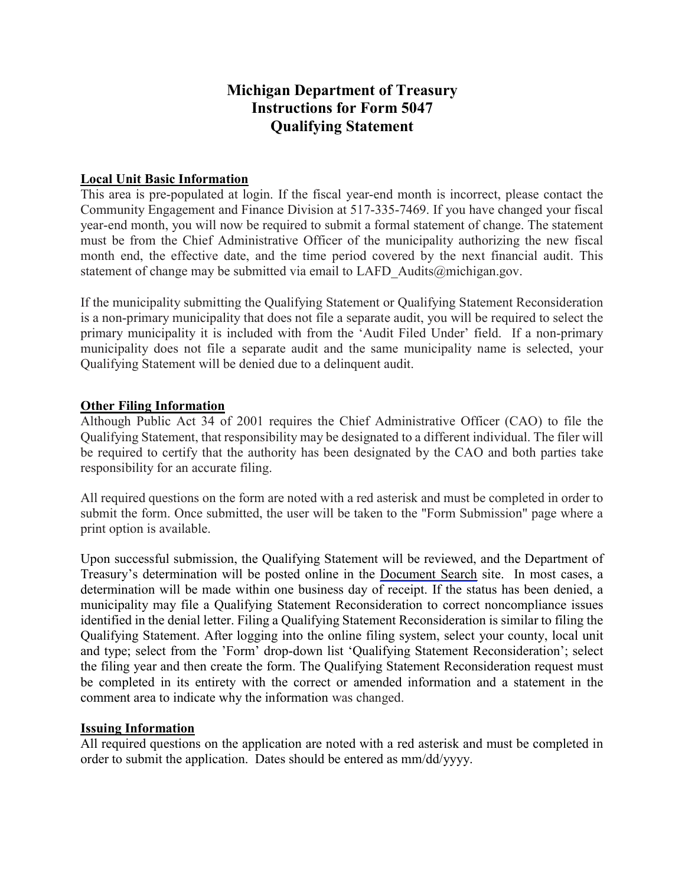# Michigan Department of Treasury
# Instructions for Form 5047
# Qualifying Statement

**Local Unit Basic Information**

This area is pre-populated at login. If the fiscal year-end month is incorrect, please contact the Community Engagement and Finance Division at 517-335-7469. If you have changed your fiscal year-end month, you will now be required to submit a formal statement of change. The statement must be from the Chief Administrative Officer of the municipality authorizing the new fiscal month end, the effective date, and the time period covered by the next financial audit. This statement of change may be submitted via email to LAFD_Audits@michigan.gov.

If the municipality submitting the Qualifying Statement or Qualifying Statement Reconsideration is a non-primary municipality that does not file a separate audit, you will be required to select the primary municipality it is included with from the 'Audit Filed Under' field. If a non-primary municipality does not file a separate audit and the same municipality name is selected, your Qualifying Statement will be denied due to a delinquent audit.

**Other Filing Information**

Although Public Act 34 of 2001 requires the Chief Administrative Officer (CAO) to file the Qualifying Statement, that responsibility may be designated to a different individual. The filer will be required to certify that the authority has been designated by the CAO and both parties take responsibility for an accurate filing.

All required questions on the form are noted with a red asterisk and must be completed in order to submit the form. Once submitted, the user will be taken to the "Form Submission" page where a print option is available.

Upon successful submission, the Qualifying Statement will be reviewed, and the Department of Treasury's determination will be posted online in the Document Search site. In most cases, a determination will be made within one business day of receipt. If the status has been denied, a municipality may file a Qualifying Statement Reconsideration to correct noncompliance issues identified in the denial letter. Filing a Qualifying Statement Reconsideration is similar to filing the Qualifying Statement. After logging into the online filing system, select your county, local unit and type; select from the 'Form' drop-down list 'Qualifying Statement Reconsideration'; select the filing year and then create the form. The Qualifying Statement Reconsideration request must be completed in its entirety with the correct or amended information and a statement in the comment area to indicate why the information was changed.

**Issuing Information**

All required questions on the application are noted with a red asterisk and must be completed in order to submit the application. Dates should be entered as mm/dd/yyyy.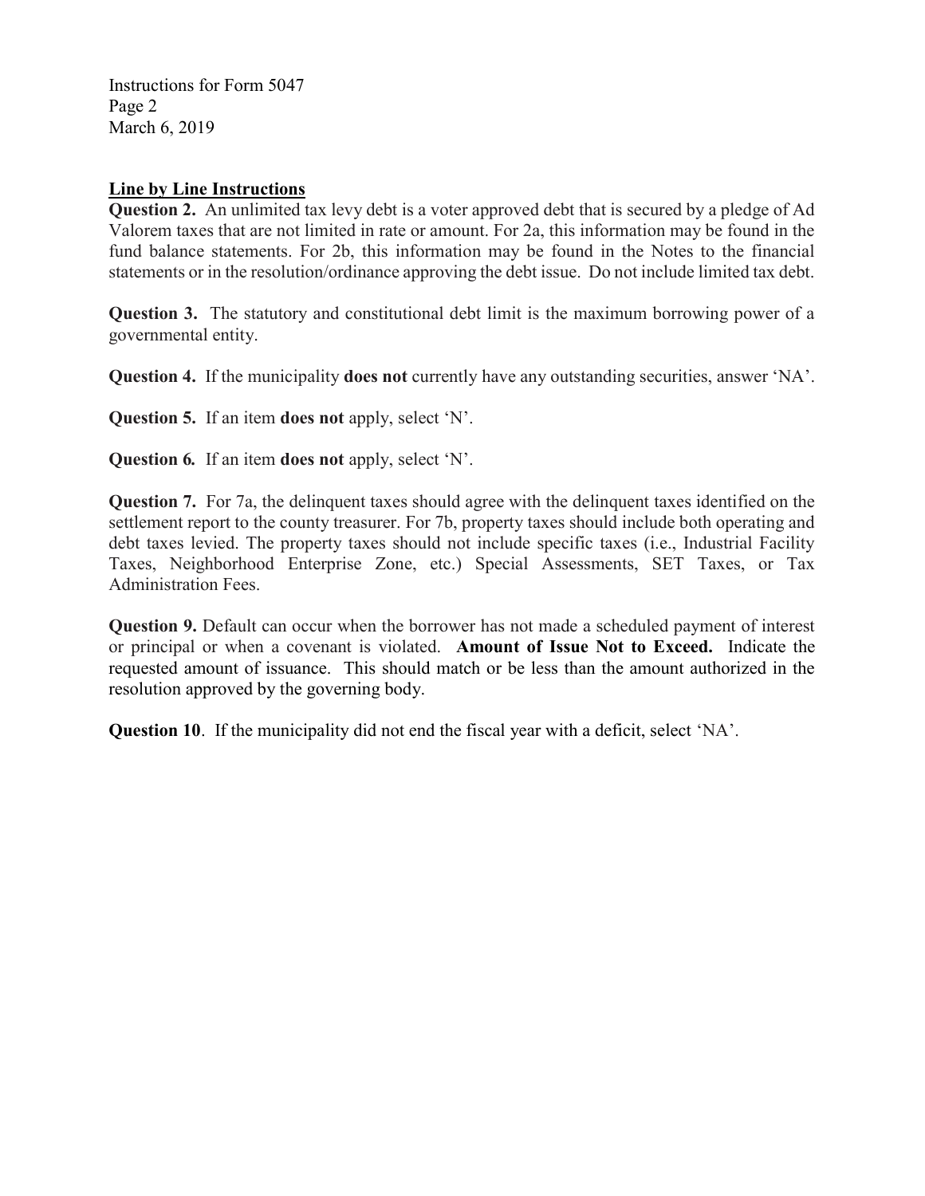## Line by Line Instructions

**Question 2.** An unlimited tax levy debt is a voter approved debt that is secured by a pledge of Ad Valorem taxes that are not limited in rate or amount. For 2a, this information may be found in the fund balance statements. For 2b, this information may be found in the Notes to the financial statements or in the resolution/ordinance approving the debt issue. Do not include limited tax debt.

**Question 3.** The statutory and constitutional debt limit is the maximum borrowing power of a governmental entity.

**Question 4.** If the municipality **does not** currently have any outstanding securities, answer 'NA'.

**Question 5.** If an item **does not** apply, select 'N'.

**Question 6.** If an item **does not** apply, select 'N'.

**Question 7.** For 7a, the delinquent taxes should agree with the delinquent taxes identified on the settlement report to the county treasurer. For 7b, property taxes should include both operating and debt taxes levied. The property taxes should not include specific taxes (i.e., Industrial Facility Taxes, Neighborhood Enterprise Zone, etc.) Special Assessments, SET Taxes, or Tax Administration Fees.

**Question 9.** Default can occur when the borrower has not made a scheduled payment of interest or principal or when a covenant is violated. **Amount of Issue Not to Exceed.** Indicate the requested amount of issuance. This should match or be less than the amount authorized in the resolution approved by the governing body.

**Question 10**. If the municipality did not end the fiscal year with a deficit, select 'NA'.